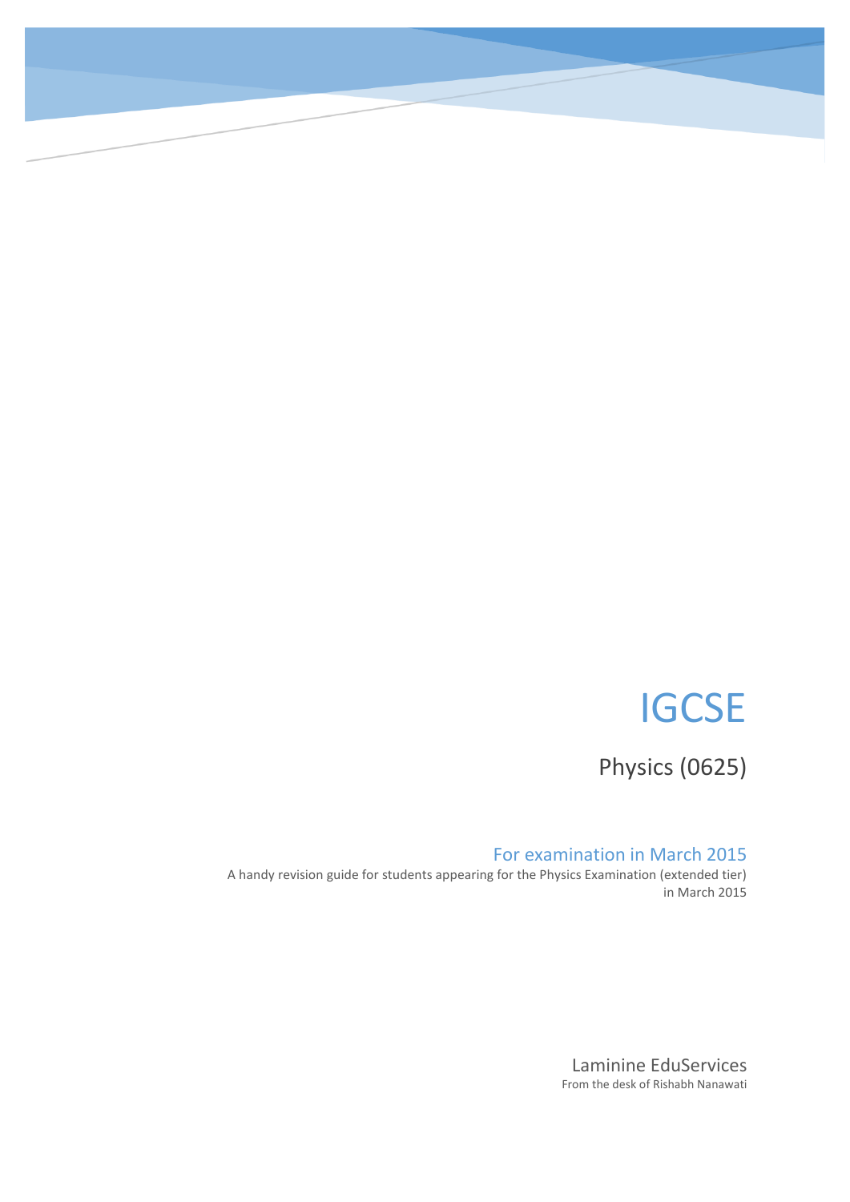# IGCSE

## Physics (0625)

### For examination in March 2015

A handy revision guide for students appearing for the Physics Examination (extended tier) in March 2015

Laminine EduServices

From the desk of Rishabh Nanawati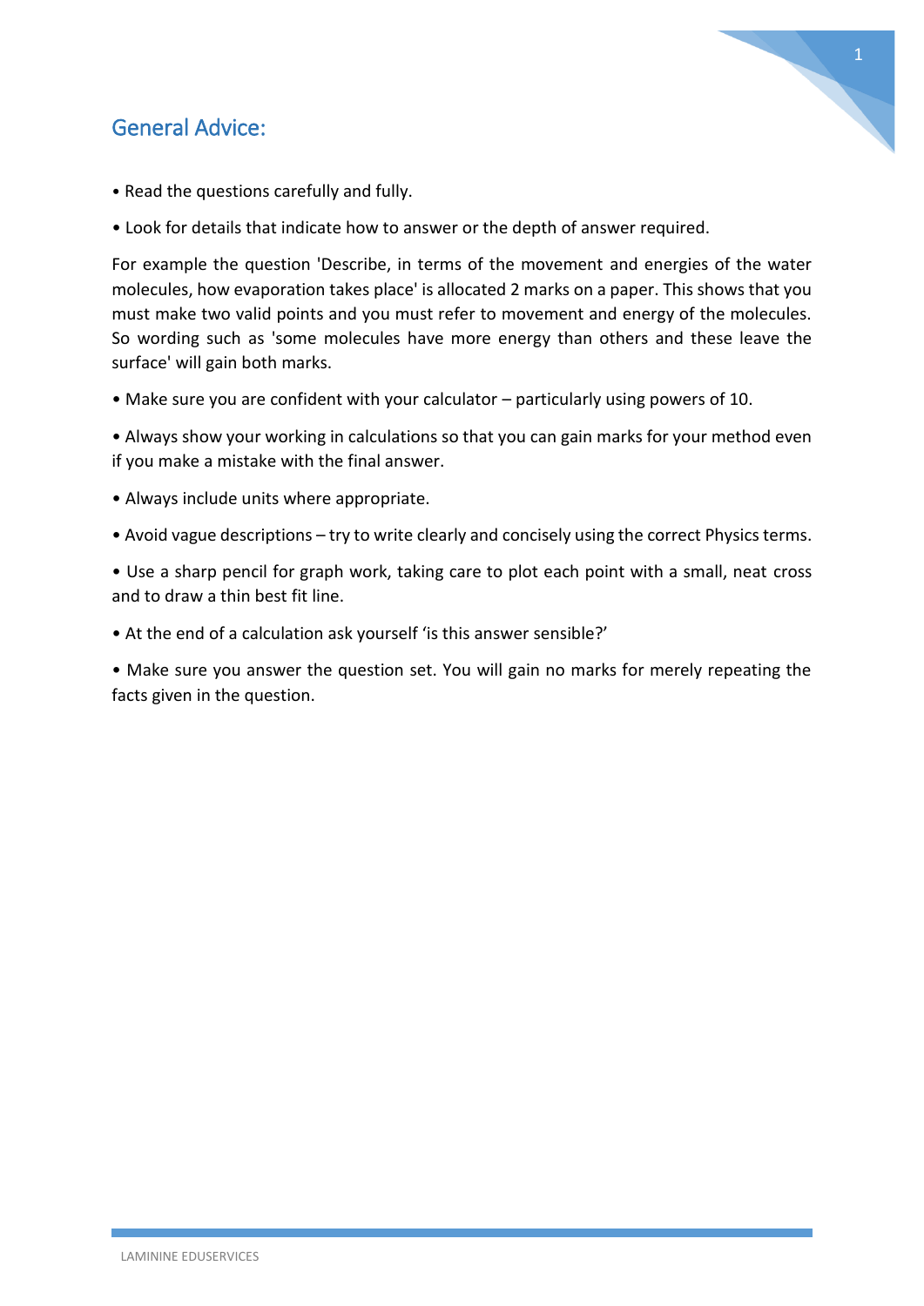## General Advice:

- Read the questions carefully and fully.
- Look for details that indicate how to answer or the depth of answer required.

For example the question 'Describe, in terms of the movement and energies of the water molecules, how evaporation takes place' is allocated 2 marks on a paper. This shows that you must make two valid points and you must refer to movement and energy of the molecules. So wording such as 'some molecules have more energy than others and these leave the surface' will gain both marks.

- Make sure you are confident with your calculator – particularly using powers of 10.
- Always show your working in calculations so that you can gain marks for your method even if you make a mistake with the final answer.
- Always include units where appropriate.
- Avoid vague descriptions – try to write clearly and concisely using the correct Physics terms.
- Use a sharp pencil for graph work, taking care to plot each point with a small, neat cross and to draw a thin best fit line.
- At the end of a calculation ask yourself 'is this answer sensible?'
- Make sure you answer the question set. You will gain no marks for merely repeating the facts given in the question.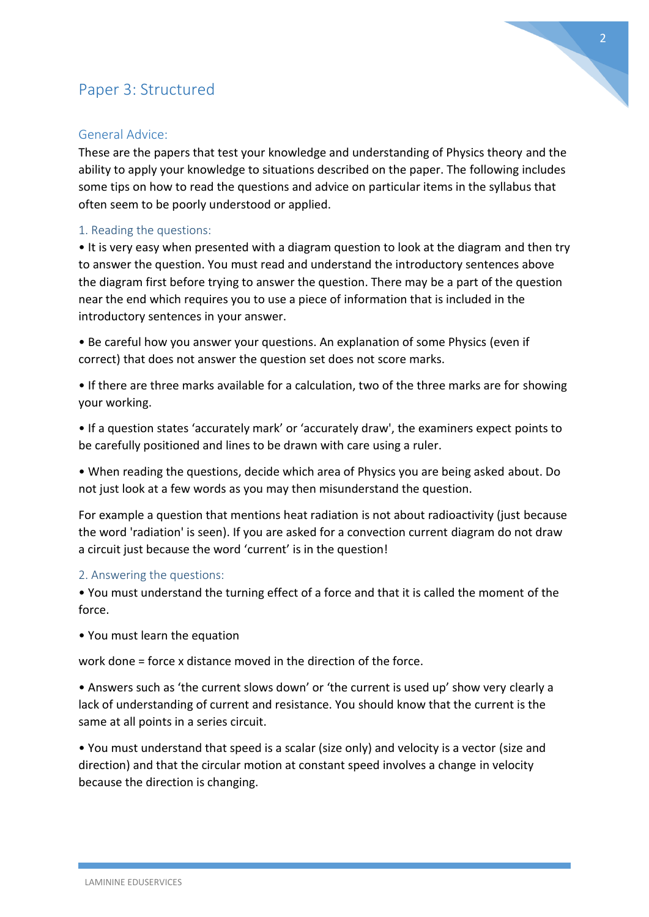# Paper 3: Structured

## General Advice:

These are the papers that test your knowledge and understanding of Physics theory and the ability to apply your knowledge to situations described on the paper. The following includes some tips on how to read the questions and advice on particular items in the syllabus that often seem to be poorly understood or applied.

### 1. Reading the questions:

• It is very easy when presented with a diagram question to look at the diagram and then try to answer the question. You must read and understand the introductory sentences above the diagram first before trying to answer the question. There may be a part of the question near the end which requires you to use a piece of information that is included in the introductory sentences in your answer.

• Be careful how you answer your questions. An explanation of some Physics (even if correct) that does not answer the question set does not score marks.

• If there are three marks available for a calculation, two of the three marks are for showing your working.

• If a question states 'accurately mark' or 'accurately draw', the examiners expect points to be carefully positioned and lines to be drawn with care using a ruler.

• When reading the questions, decide which area of Physics you are being asked about. Do not just look at a few words as you may then misunderstand the question.

For example a question that mentions heat radiation is not about radioactivity (just because the word 'radiation' is seen). If you are asked for a convection current diagram do not draw a circuit just because the word 'current' is in the question!

### 2. Answering the questions:

• You must understand the turning effect of a force and that it is called the moment of the force.

• You must learn the equation

work done = force x distance moved in the direction of the force.

• Answers such as 'the current slows down' or 'the current is used up' show very clearly a lack of understanding of current and resistance. You should know that the current is the same at all points in a series circuit.

• You must understand that speed is a scalar (size only) and velocity is a vector (size and direction) and that the circular motion at constant speed involves a change in velocity because the direction is changing.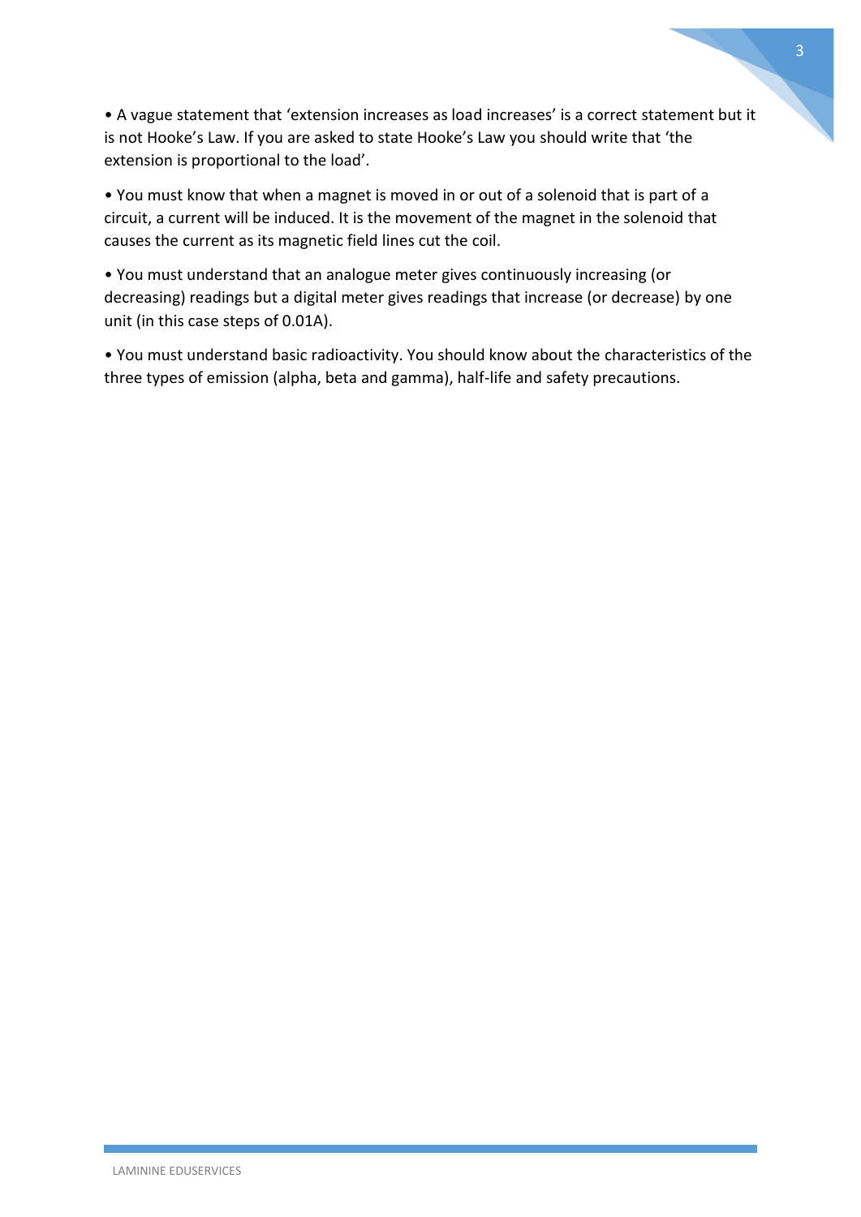- A vague statement that 'extension increases as load increases' is a correct statement but it is not Hooke's Law. If you are asked to state Hooke's Law you should write that 'the extension is proportional to the load'.

- You must know that when a magnet is moved in or out of a solenoid that is part of a circuit, a current will be induced. It is the movement of the magnet in the solenoid that causes the current as its magnetic field lines cut the coil.

- You must understand that an analogue meter gives continuously increasing (or decreasing) readings but a digital meter gives readings that increase (or decrease) by one unit (in this case steps of 0.01A).

- You must understand basic radioactivity. You should know about the characteristics of the three types of emission (alpha, beta and gamma), half-life and safety precautions.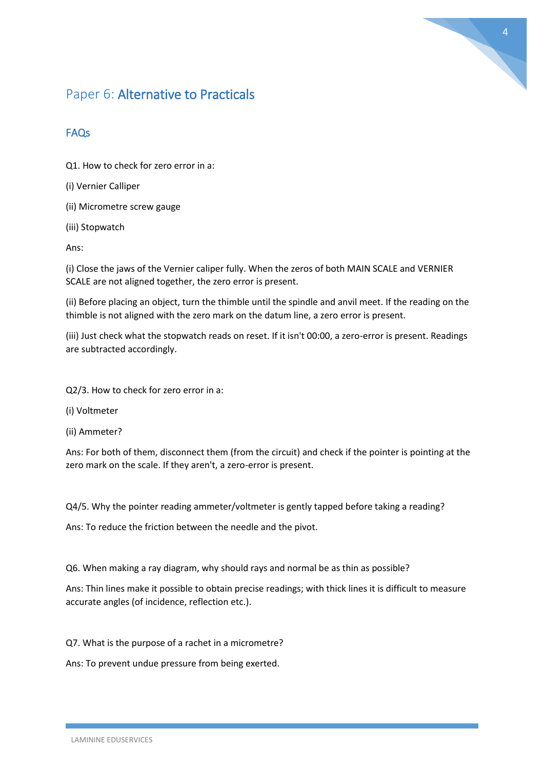# Paper 6: Alternative to Practicals

## FAQs

Q1. How to check for zero error in a:

(i) Vernier Calliper

(ii) Micrometre screw gauge

(iii) Stopwatch

Ans:

(i) Close the jaws of the Vernier caliper fully. When the zeros of both MAIN SCALE and VERNIER SCALE are not aligned together, the zero error is present.

(ii) Before placing an object, turn the thimble until the spindle and anvil meet. If the reading on the thimble is not aligned with the zero mark on the datum line, a zero error is present.

(iii) Just check what the stopwatch reads on reset. If it isn't 00:00, a zero-error is present. Readings are subtracted accordingly.

Q2/3. How to check for zero error in a:

(i) Voltmeter

(ii) Ammeter?

Ans: For both of them, disconnect them (from the circuit) and check if the pointer is pointing at the zero mark on the scale. If they aren't, a zero-error is present.

Q4/5. Why the pointer reading ammeter/voltmeter is gently tapped before taking a reading?

Ans: To reduce the friction between the needle and the pivot.

Q6. When making a ray diagram, why should rays and normal be as thin as possible?

Ans: Thin lines make it possible to obtain precise readings; with thick lines it is difficult to measure accurate angles (of incidence, reflection etc.).

Q7. What is the purpose of a rachet in a micrometre?

Ans: To prevent undue pressure from being exerted.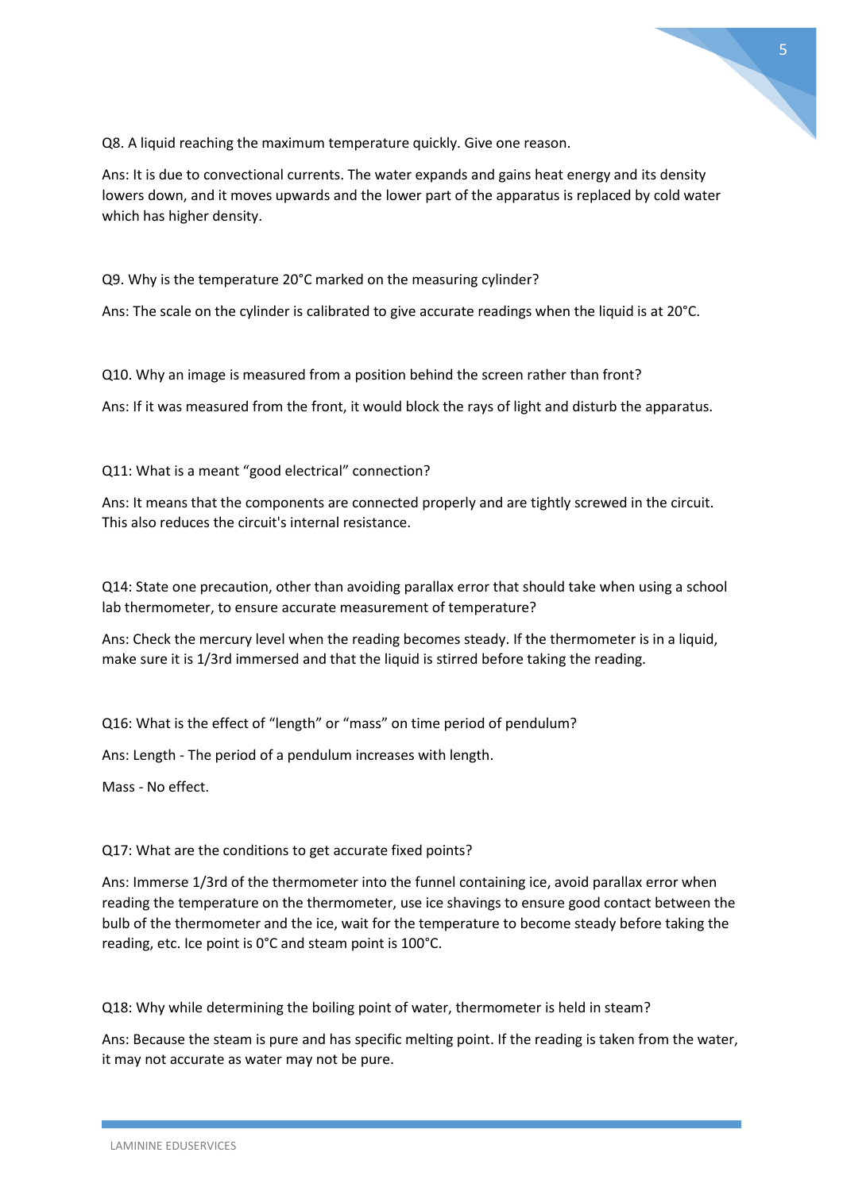Q8. A liquid reaching the maximum temperature quickly. Give one reason.

Ans: It is due to convectional currents. The water expands and gains heat energy and its density lowers down, and it moves upwards and the lower part of the apparatus is replaced by cold water which has higher density.

Q9. Why is the temperature 20°C marked on the measuring cylinder?

Ans: The scale on the cylinder is calibrated to give accurate readings when the liquid is at 20°C.

Q10. Why an image is measured from a position behind the screen rather than front?

Ans: If it was measured from the front, it would block the rays of light and disturb the apparatus.

Q11: What is a meant "good electrical" connection?

Ans: It means that the components are connected properly and are tightly screwed in the circuit. This also reduces the circuit's internal resistance.

Q14: State one precaution, other than avoiding parallax error that should take when using a school lab thermometer, to ensure accurate measurement of temperature?

Ans: Check the mercury level when the reading becomes steady. If the thermometer is in a liquid, make sure it is 1/3rd immersed and that the liquid is stirred before taking the reading.

Q16: What is the effect of "length" or "mass" on time period of pendulum?

Ans: Length - The period of a pendulum increases with length.

Mass - No effect.

Q17: What are the conditions to get accurate fixed points?

Ans: Immerse 1/3rd of the thermometer into the funnel containing ice, avoid parallax error when reading the temperature on the thermometer, use ice shavings to ensure good contact between the bulb of the thermometer and the ice, wait for the temperature to become steady before taking the reading, etc. Ice point is 0°C and steam point is 100°C.

Q18: Why while determining the boiling point of water, thermometer is held in steam?

Ans: Because the steam is pure and has specific melting point. If the reading is taken from the water, it may not accurate as water may not be pure.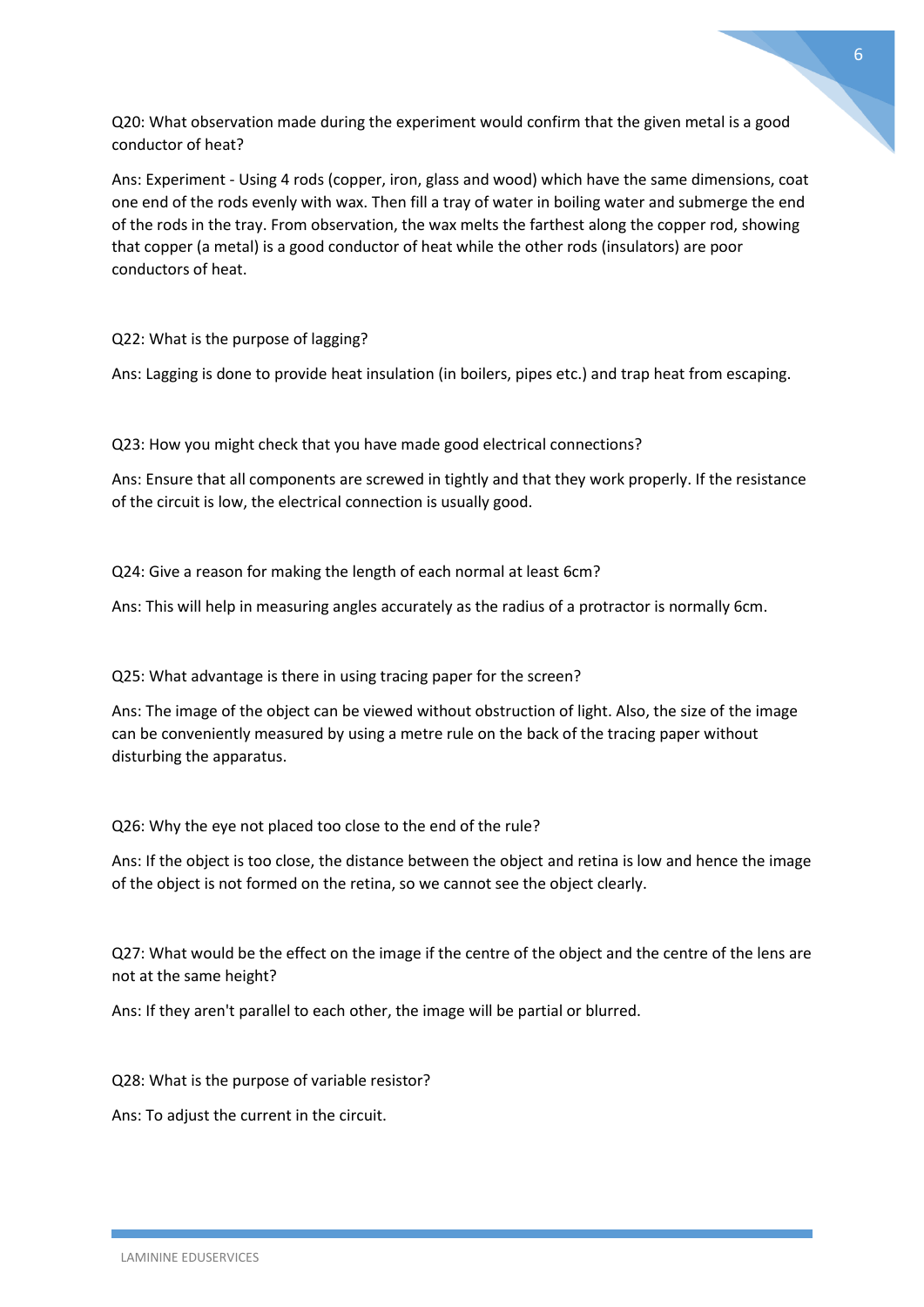Q20: What observation made during the experiment would confirm that the given metal is a good conductor of heat?

Ans: Experiment - Using 4 rods (copper, iron, glass and wood) which have the same dimensions, coat one end of the rods evenly with wax. Then fill a tray of water in boiling water and submerge the end of the rods in the tray. From observation, the wax melts the farthest along the copper rod, showing that copper (a metal) is a good conductor of heat while the other rods (insulators) are poor conductors of heat.

Q22: What is the purpose of lagging?

Ans: Lagging is done to provide heat insulation (in boilers, pipes etc.) and trap heat from escaping.

Q23: How you might check that you have made good electrical connections?

Ans: Ensure that all components are screwed in tightly and that they work properly. If the resistance of the circuit is low, the electrical connection is usually good.

Q24: Give a reason for making the length of each normal at least 6cm?

Ans: This will help in measuring angles accurately as the radius of a protractor is normally 6cm.

Q25: What advantage is there in using tracing paper for the screen?

Ans: The image of the object can be viewed without obstruction of light. Also, the size of the image can be conveniently measured by using a metre rule on the back of the tracing paper without disturbing the apparatus.

Q26: Why the eye not placed too close to the end of the rule?

Ans: If the object is too close, the distance between the object and retina is low and hence the image of the object is not formed on the retina, so we cannot see the object clearly.

Q27: What would be the effect on the image if the centre of the object and the centre of the lens are not at the same height?

Ans: If they aren't parallel to each other, the image will be partial or blurred.

Q28: What is the purpose of variable resistor?

Ans: To adjust the current in the circuit.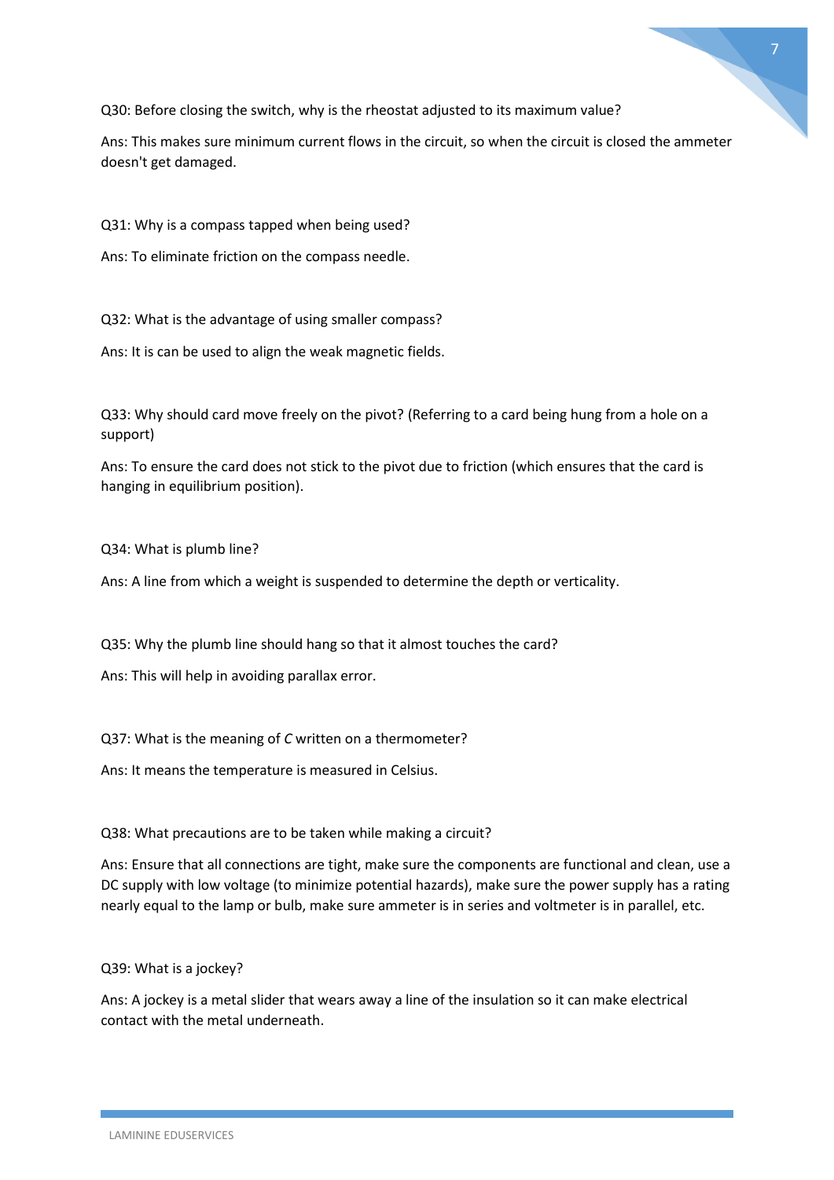Q30: Before closing the switch, why is the rheostat adjusted to its maximum value?

Ans: This makes sure minimum current flows in the circuit, so when the circuit is closed the ammeter doesn't get damaged.

Q31: Why is a compass tapped when being used?

Ans: To eliminate friction on the compass needle.

Q32: What is the advantage of using smaller compass?

Ans: It is can be used to align the weak magnetic fields.

Q33: Why should card move freely on the pivot? (Referring to a card being hung from a hole on a support)

Ans: To ensure the card does not stick to the pivot due to friction (which ensures that the card is hanging in equilibrium position).

Q34: What is plumb line?

Ans: A line from which a weight is suspended to determine the depth or verticality.

Q35: Why the plumb line should hang so that it almost touches the card?

Ans: This will help in avoiding parallax error.

Q37: What is the meaning of *C* written on a thermometer?

Ans: It means the temperature is measured in Celsius.

Q38: What precautions are to be taken while making a circuit?

Ans: Ensure that all connections are tight, make sure the components are functional and clean, use a DC supply with low voltage (to minimize potential hazards), make sure the power supply has a rating nearly equal to the lamp or bulb, make sure ammeter is in series and voltmeter is in parallel, etc.

Q39: What is a jockey?

Ans: A jockey is a metal slider that wears away a line of the insulation so it can make electrical contact with the metal underneath.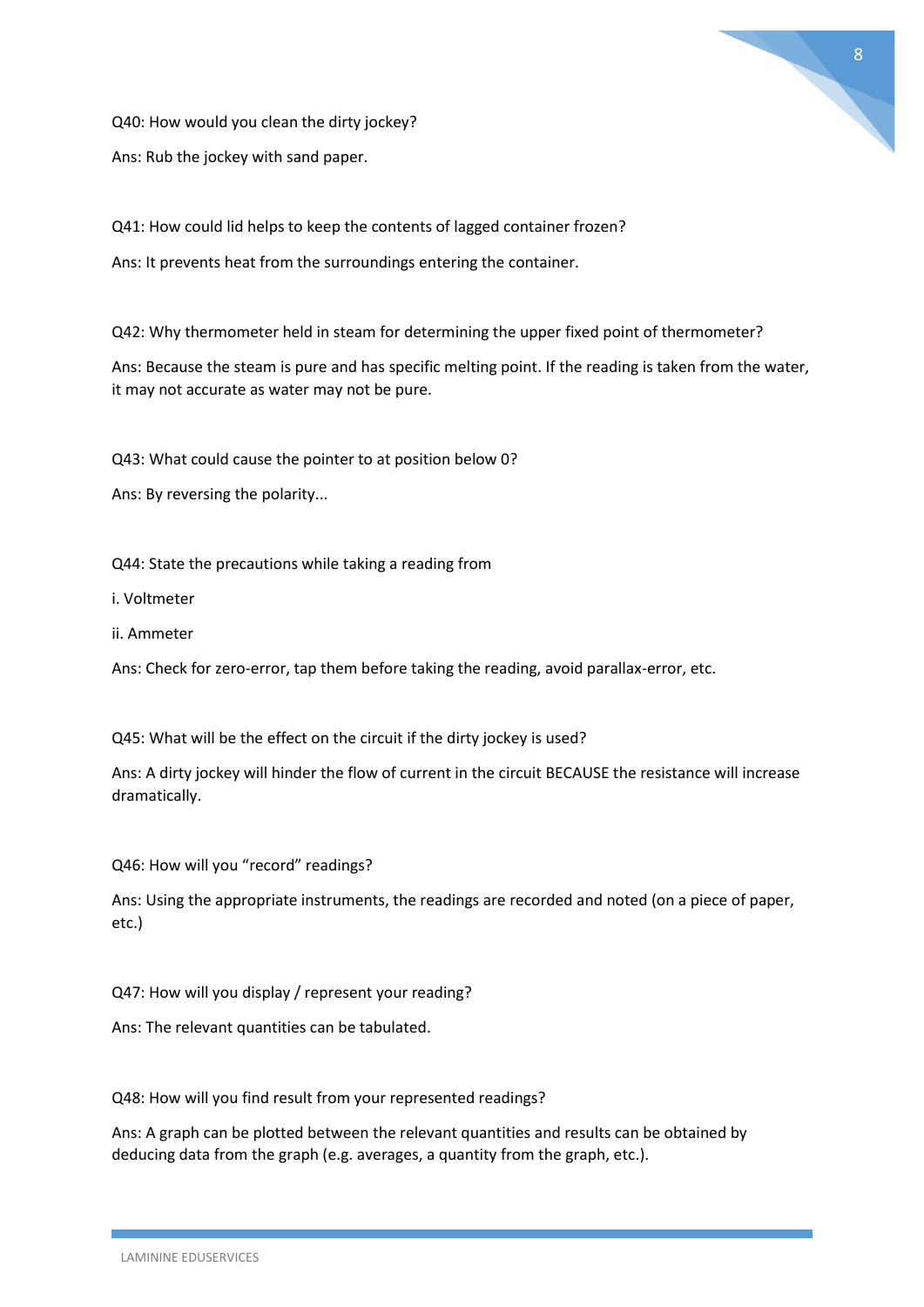Q40: How would you clean the dirty jockey?

Ans: Rub the jockey with sand paper.

Q41: How could lid helps to keep the contents of lagged container frozen?

Ans: It prevents heat from the surroundings entering the container.

Q42: Why thermometer held in steam for determining the upper fixed point of thermometer?

Ans: Because the steam is pure and has specific melting point. If the reading is taken from the water, it may not accurate as water may not be pure.

Q43: What could cause the pointer to at position below 0?

Ans: By reversing the polarity...

Q44: State the precautions while taking a reading from

i. Voltmeter

ii. Ammeter

Ans: Check for zero-error, tap them before taking the reading, avoid parallax-error, etc.

Q45: What will be the effect on the circuit if the dirty jockey is used?

Ans: A dirty jockey will hinder the flow of current in the circuit BECAUSE the resistance will increase dramatically.

Q46: How will you "record" readings?

Ans: Using the appropriate instruments, the readings are recorded and noted (on a piece of paper, etc.)

Q47: How will you display / represent your reading?

Ans: The relevant quantities can be tabulated.

Q48: How will you find result from your represented readings?

Ans: A graph can be plotted between the relevant quantities and results can be obtained by deducing data from the graph (e.g. averages, a quantity from the graph, etc.).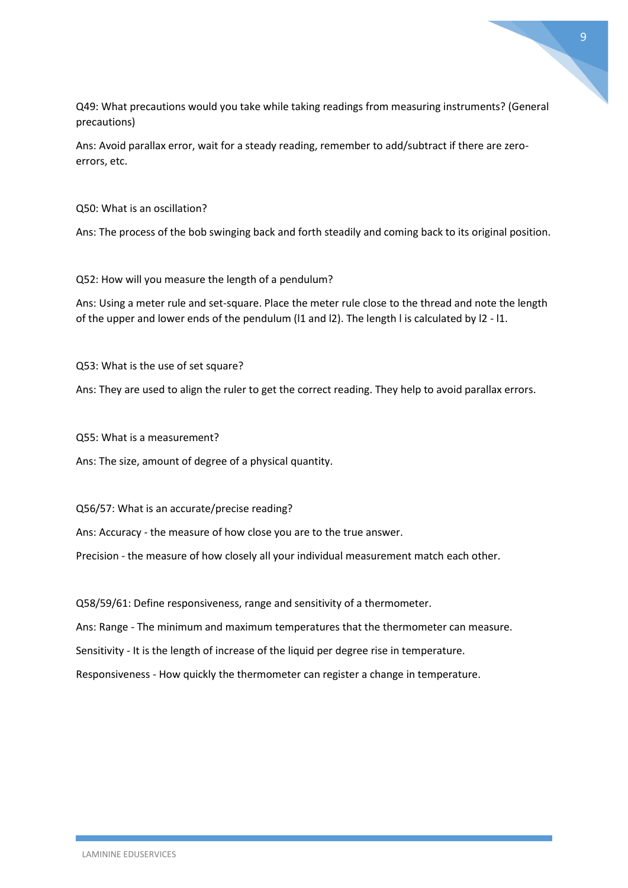Q49: What precautions would you take while taking readings from measuring instruments? (General precautions)

Ans: Avoid parallax error, wait for a steady reading, remember to add/subtract if there are zero-errors, etc.

Q50: What is an oscillation?

Ans: The process of the bob swinging back and forth steadily and coming back to its original position.

Q52: How will you measure the length of a pendulum?

Ans: Using a meter rule and set-square. Place the meter rule close to the thread and note the length of the upper and lower ends of the pendulum ($l_1$ and $l_2$). The length $l$ is calculated by $l_2 - l_1$.

Q53: What is the use of set square?

Ans: They are used to align the ruler to get the correct reading. They help to avoid parallax errors.

Q55: What is a measurement?

Ans: The size, amount of degree of a physical quantity.

Q56/57: What is an accurate/precise reading?

Ans: Accuracy - the measure of how close you are to the true answer.

Precision - the measure of how closely all your individual measurement match each other.

Q58/59/61: Define responsiveness, range and sensitivity of a thermometer.

Ans: Range - The minimum and maximum temperatures that the thermometer can measure.

Sensitivity - It is the length of increase of the liquid per degree rise in temperature.

Responsiveness - How quickly the thermometer can register a change in temperature.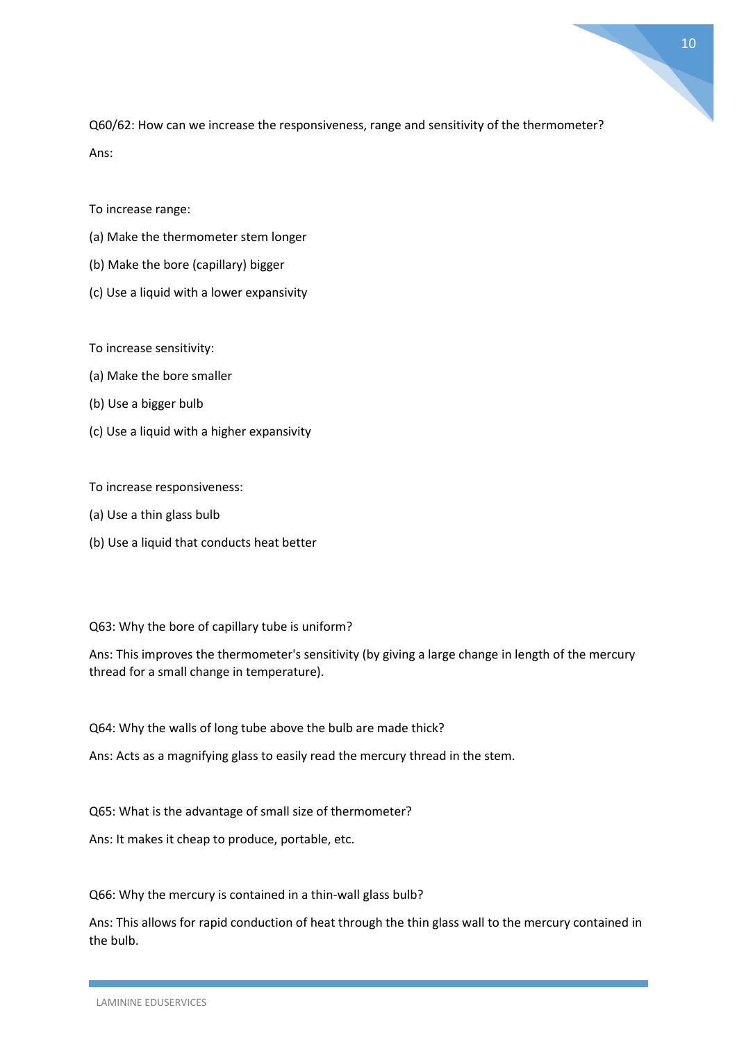Q60/62: How can we increase the responsiveness, range and sensitivity of the thermometer?

Ans:

To increase range:

(a) Make the thermometer stem longer

(b) Make the bore (capillary) bigger

(c) Use a liquid with a lower expansivity

To increase sensitivity:

(a) Make the bore smaller

(b) Use a bigger bulb

(c) Use a liquid with a higher expansivity

To increase responsiveness:

(a) Use a thin glass bulb

(b) Use a liquid that conducts heat better

Q63: Why the bore of capillary tube is uniform?

Ans: This improves the thermometer's sensitivity (by giving a large change in length of the mercury thread for a small change in temperature).

Q64: Why the walls of long tube above the bulb are made thick?

Ans: Acts as a magnifying glass to easily read the mercury thread in the stem.

Q65: What is the advantage of small size of thermometer?

Ans: It makes it cheap to produce, portable, etc.

Q66: Why the mercury is contained in a thin-wall glass bulb?

Ans: This allows for rapid conduction of heat through the thin glass wall to the mercury contained in the bulb.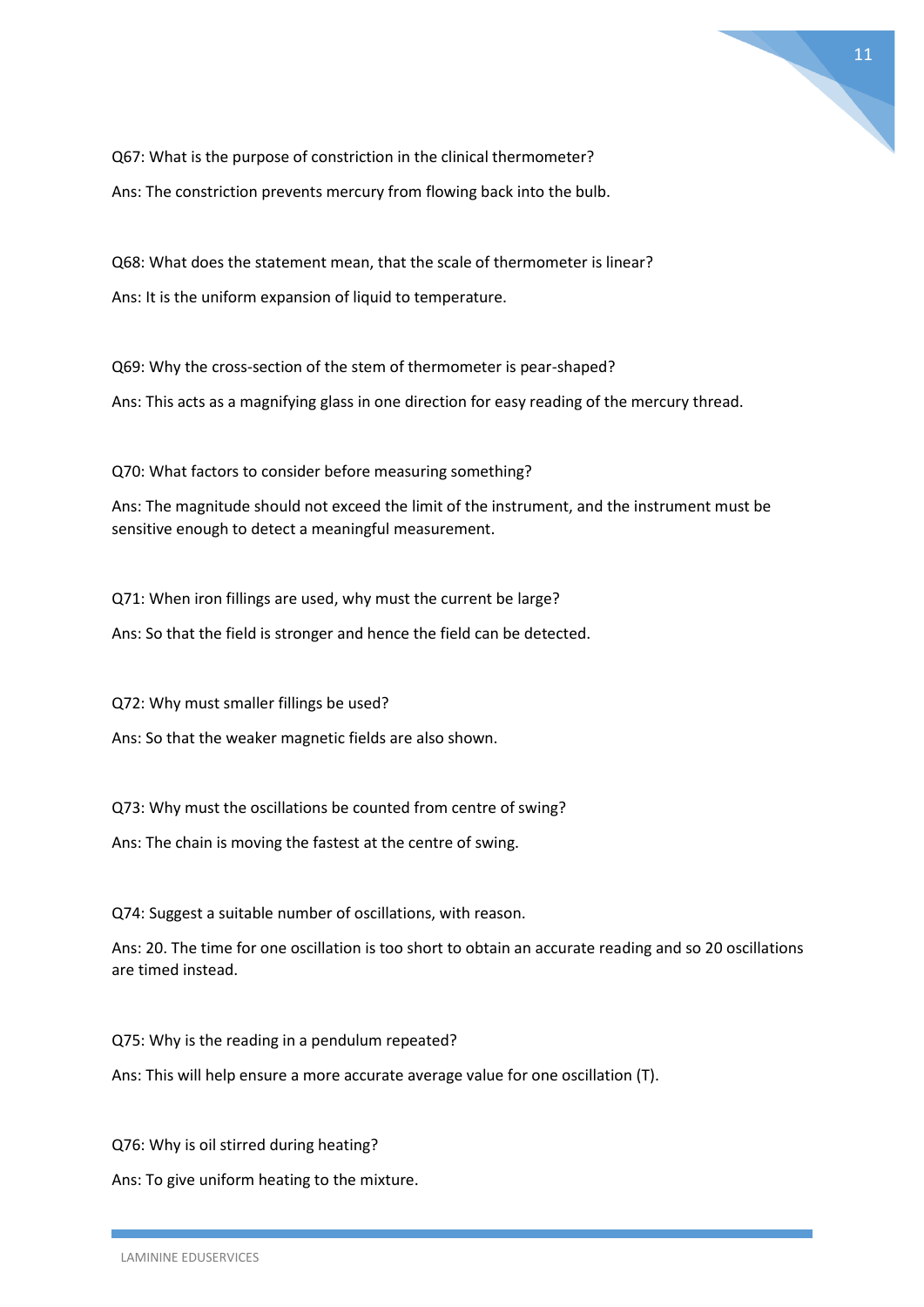Q67: What is the purpose of constriction in the clinical thermometer?

Ans: The constriction prevents mercury from flowing back into the bulb.

Q68: What does the statement mean, that the scale of thermometer is linear?

Ans: It is the uniform expansion of liquid to temperature.

Q69: Why the cross-section of the stem of thermometer is pear-shaped?

Ans: This acts as a magnifying glass in one direction for easy reading of the mercury thread.

Q70: What factors to consider before measuring something?

Ans: The magnitude should not exceed the limit of the instrument, and the instrument must be sensitive enough to detect a meaningful measurement.

Q71: When iron fillings are used, why must the current be large?

Ans: So that the field is stronger and hence the field can be detected.

Q72: Why must smaller fillings be used?

Ans: So that the weaker magnetic fields are also shown.

Q73: Why must the oscillations be counted from centre of swing?

Ans: The chain is moving the fastest at the centre of swing.

Q74: Suggest a suitable number of oscillations, with reason.

Ans: 20. The time for one oscillation is too short to obtain an accurate reading and so 20 oscillations are timed instead.

Q75: Why is the reading in a pendulum repeated?

Ans: This will help ensure a more accurate average value for one oscillation (T).

Q76: Why is oil stirred during heating?

Ans: To give uniform heating to the mixture.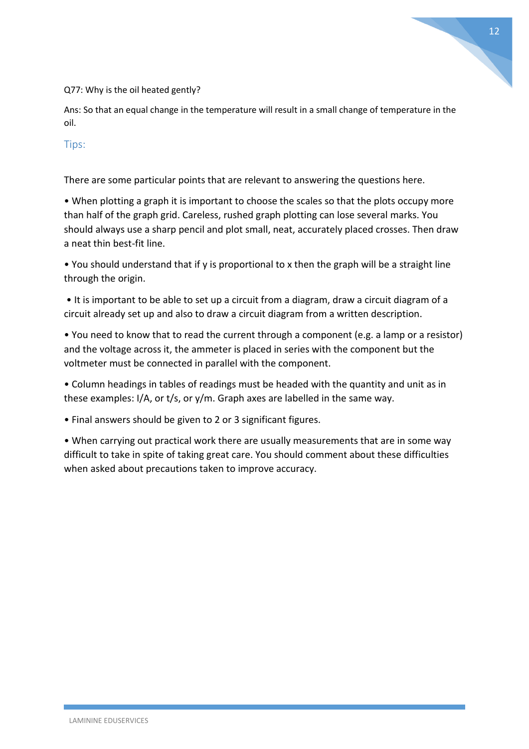Q77: Why is the oil heated gently?

Ans: So that an equal change in the temperature will result in a small change of temperature in the oil.

## Tips:

There are some particular points that are relevant to answering the questions here.

- When plotting a graph it is important to choose the scales so that the plots occupy more than half of the graph grid. Careless, rushed graph plotting can lose several marks. You should always use a sharp pencil and plot small, neat, accurately placed crosses. Then draw a neat thin best-fit line.
- You should understand that if y is proportional to x then the graph will be a straight line through the origin.
- It is important to be able to set up a circuit from a diagram, draw a circuit diagram of a circuit already set up and also to draw a circuit diagram from a written description.
- You need to know that to read the current through a component (e.g. a lamp or a resistor) and the voltage across it, the ammeter is placed in series with the component but the voltmeter must be connected in parallel with the component.
- Column headings in tables of readings must be headed with the quantity and unit as in these examples: I/A, or t/s, or y/m. Graph axes are labelled in the same way.
- Final answers should be given to 2 or 3 significant figures.
- When carrying out practical work there are usually measurements that are in some way difficult to take in spite of taking great care. You should comment about these difficulties when asked about precautions taken to improve accuracy.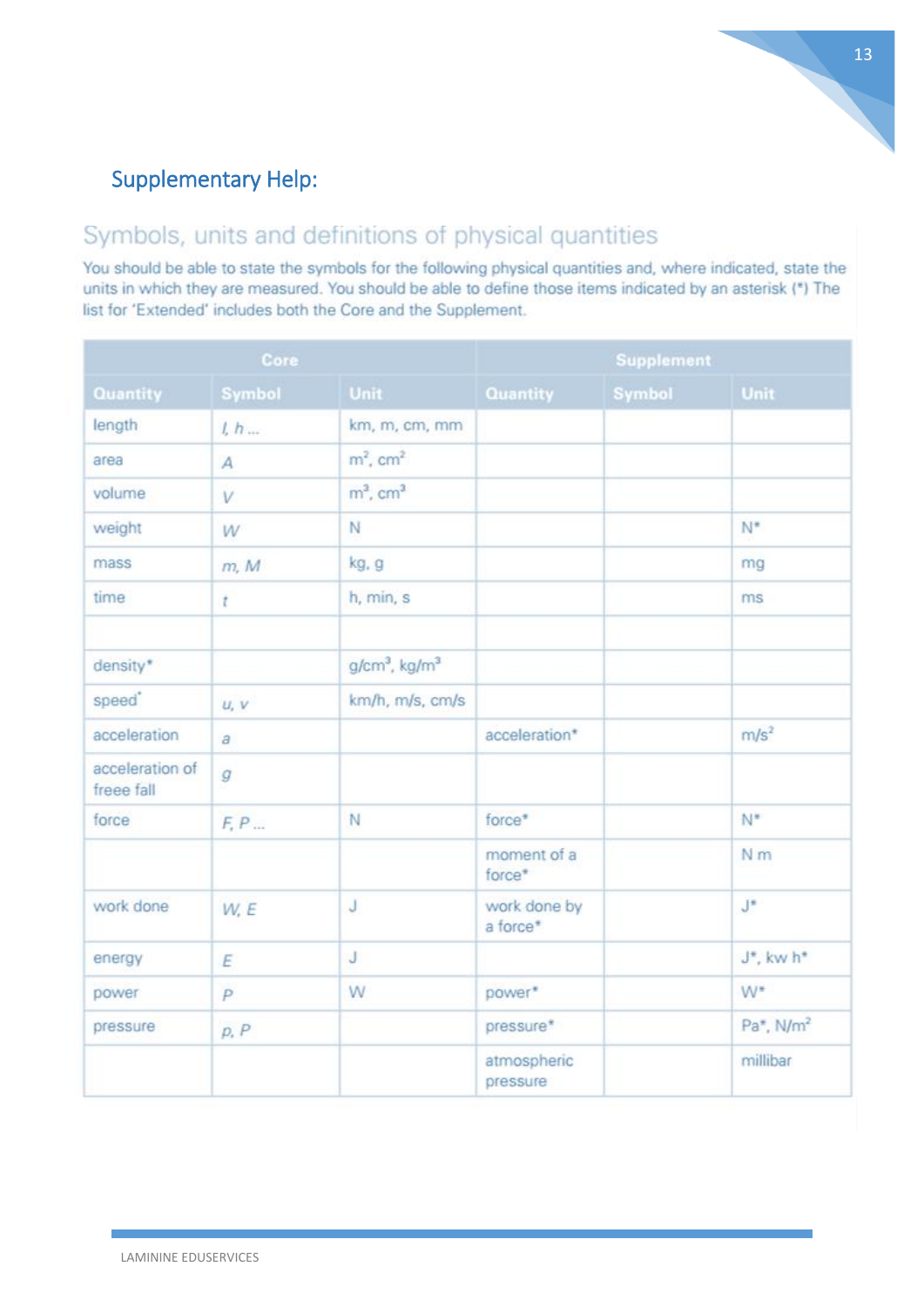## Supplementary Help:

### Symbols, units and definitions of physical quantities

You should be able to state the symbols for the following physical quantities and, where indicated, state the units in which they are measured. You should be able to define those items indicated by an asterisk (*) The list for 'Extended' includes both the Core and the Supplement.

| Core | | | Supplement | | |
|---|---|---|---|---|---|
| **Quantity** | **Symbol** | **Unit** | **Quantity** | **Symbol** | **Unit** |
| length | *l*, *h* ... | km, m, cm, mm | | | |
| area | *A* | $m^2$, $cm^2$ | | | |
| volume | *V* | $m^3$, $cm^3$ | | | |
| weight | *W* | N | | | N* |
| mass | *m*, *M* | kg, g | | | mg |
| time | *t* | h, min, s | | | ms |
| | | | | | |
| density* | | $g/cm^3$, $kg/m^3$ | | | |
| speed* | *u*, *v* | km/h, m/s, cm/s | | | |
| acceleration | *a* | | acceleration* | | $m/s^2$ |
| acceleration of freee fall | *g* | | | | |
| force | *F*, *P* ... | N | force* | | N* |
| | | | moment of a force* | | N m |
| work done | *W*, *E* | J | work done by a force* | | J* |
| energy | *E* | J | | | J*, kw h* |
| power | *P* | W | power* | | W* |
| pressure | *p*, *P* | | pressure* | | Pa*, $N/m^2$ |
| | | | atmospheric pressure | | millibar |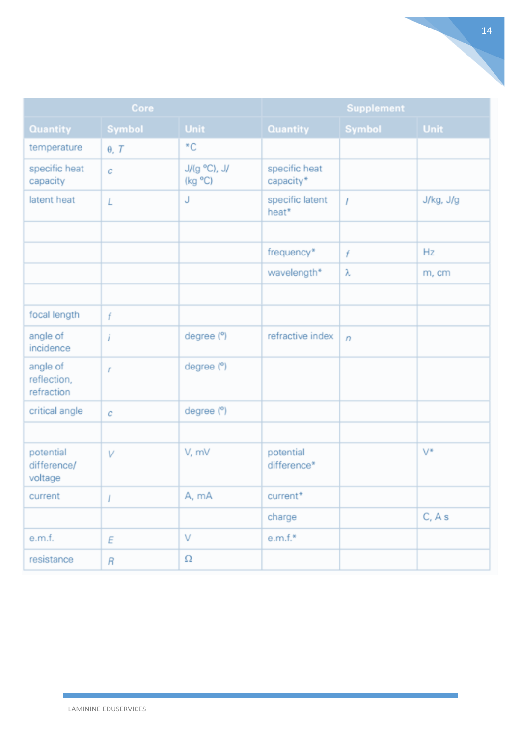| Core | | | Supplement | | |
|---|---|---|---|---|---|
| Quantity | Symbol | Unit | Quantity | Symbol | Unit |
| temperature | θ, $T$ | *C | | | |
| specific heat capacity | $c$ | J/(g °C), J/(kg °C) | specific heat capacity* | | |
| latent heat | $L$ | J | specific latent heat* | $l$ | J/kg, J/g |
| | | | | | |
| | | | frequency* | $f$ | Hz |
| | | | wavelength* | λ | m, cm |
| | | | | | |
| focal length | $f$ | | | | |
| angle of incidence | $i$ | degree (°) | refractive index | $n$ | |
| angle of reflection, refraction | $r$ | degree (°) | | | |
| critical angle | $c$ | degree (°) | | | |
| | | | | | |
| potential difference/ voltage | $V$ | V, mV | potential difference* | | V* |
| current | $I$ | A, mA | current* | | |
| | | | charge | | C, A s |
| e.m.f. | $E$ | V | e.m.f.* | | |
| resistance | $R$ | Ω | | | |

LAMININE EDUSERVICES